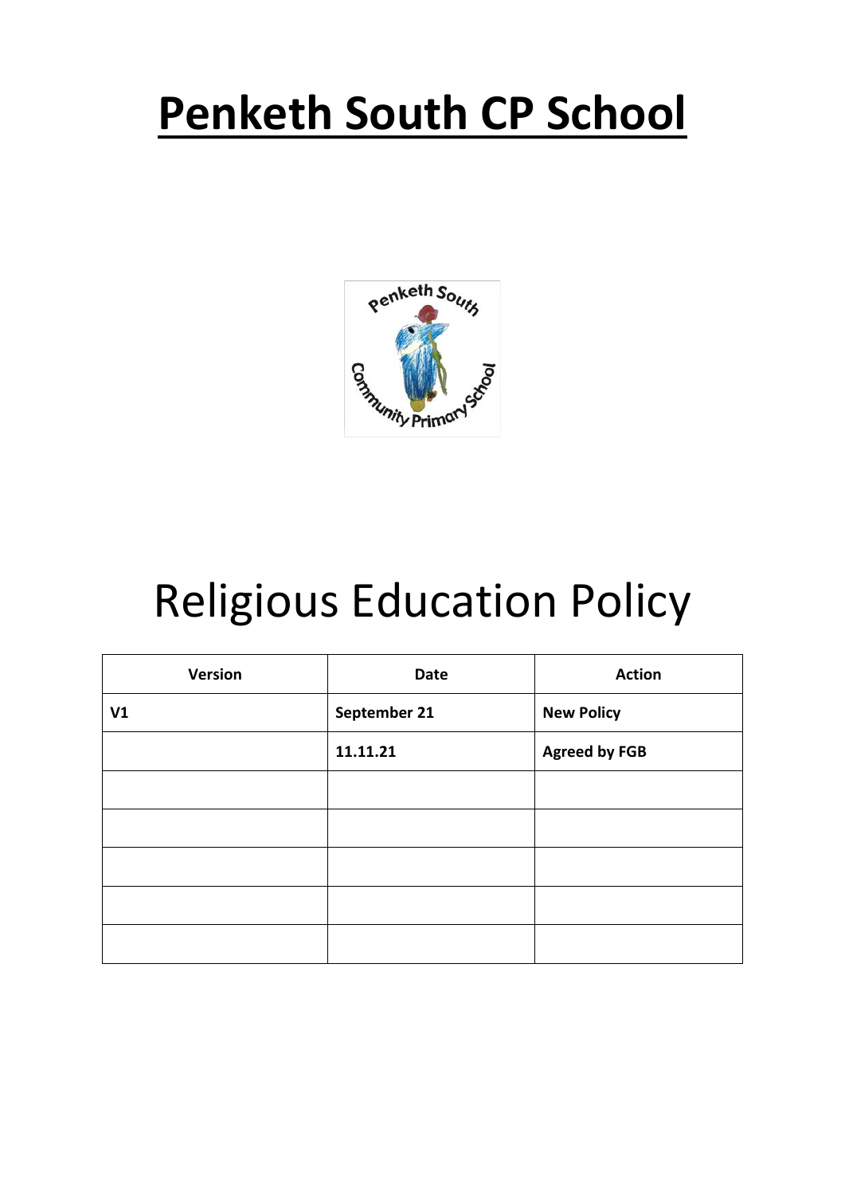# Penketh South CP School

# Religious Education Policy

| Version | Date | Action |
|---|---|---|
| V1 | September 21 | New Policy |
| | 11.11.21 | Agreed by FGB |
| | | |
| | | |
| | | |
| | | |
| | | |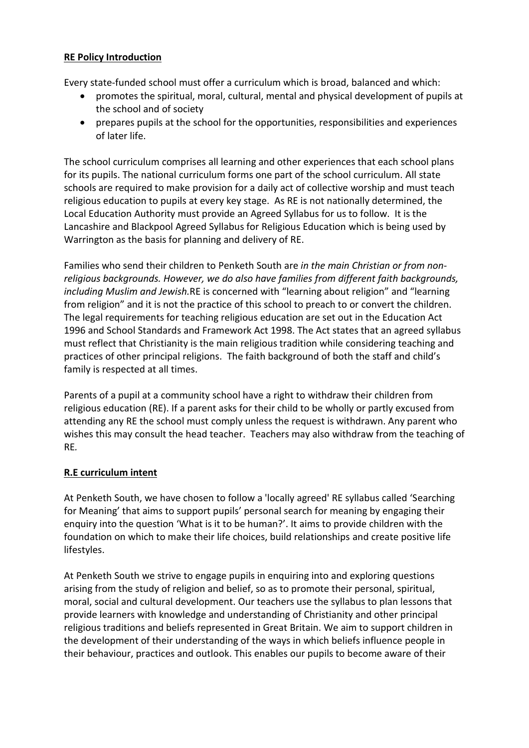## RE Policy Introduction

Every state-funded school must offer a curriculum which is broad, balanced and which:

- promotes the spiritual, moral, cultural, mental and physical development of pupils at the school and of society
- prepares pupils at the school for the opportunities, responsibilities and experiences of later life.

The school curriculum comprises all learning and other experiences that each school plans for its pupils. The national curriculum forms one part of the school curriculum. All state schools are required to make provision for a daily act of collective worship and must teach religious education to pupils at every key stage. As RE is not nationally determined, the Local Education Authority must provide an Agreed Syllabus for us to follow. It is the Lancashire and Blackpool Agreed Syllabus for Religious Education which is being used by Warrington as the basis for planning and delivery of RE.

Families who send their children to Penketh South are *in the main Christian or from non-religious backgrounds. However, we do also have families from different faith backgrounds, including Muslim and Jewish.*RE is concerned with "learning about religion" and "learning from religion" and it is not the practice of this school to preach to or convert the children. The legal requirements for teaching religious education are set out in the Education Act 1996 and School Standards and Framework Act 1998. The Act states that an agreed syllabus must reflect that Christianity is the main religious tradition while considering teaching and practices of other principal religions. The faith background of both the staff and child's family is respected at all times.

Parents of a pupil at a community school have a right to withdraw their children from religious education (RE). If a parent asks for their child to be wholly or partly excused from attending any RE the school must comply unless the request is withdrawn. Any parent who wishes this may consult the head teacher. Teachers may also withdraw from the teaching of RE.

## R.E curriculum intent

At Penketh South, we have chosen to follow a 'locally agreed' RE syllabus called 'Searching for Meaning' that aims to support pupils' personal search for meaning by engaging their enquiry into the question 'What is it to be human?'. It aims to provide children with the foundation on which to make their life choices, build relationships and create positive life lifestyles.

At Penketh South we strive to engage pupils in enquiring into and exploring questions arising from the study of religion and belief, so as to promote their personal, spiritual, moral, social and cultural development. Our teachers use the syllabus to plan lessons that provide learners with knowledge and understanding of Christianity and other principal religious traditions and beliefs represented in Great Britain. We aim to support children in the development of their understanding of the ways in which beliefs influence people in their behaviour, practices and outlook. This enables our pupils to become aware of their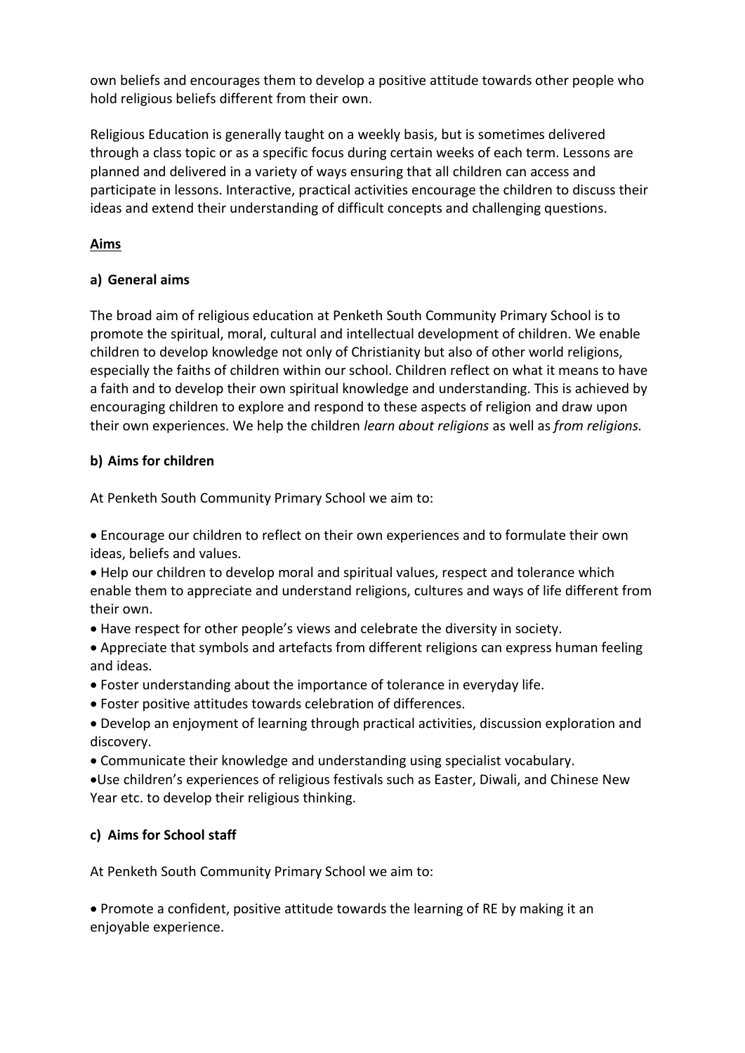own beliefs and encourages them to develop a positive attitude towards other people who hold religious beliefs different from their own.

Religious Education is generally taught on a weekly basis, but is sometimes delivered through a class topic or as a specific focus during certain weeks of each term. Lessons are planned and delivered in a variety of ways ensuring that all children can access and participate in lessons. Interactive, practical activities encourage the children to discuss their ideas and extend their understanding of difficult concepts and challenging questions.

## Aims

### a) General aims

The broad aim of religious education at Penketh South Community Primary School is to promote the spiritual, moral, cultural and intellectual development of children. We enable children to develop knowledge not only of Christianity but also of other world religions, especially the faiths of children within our school. Children reflect on what it means to have a faith and to develop their own spiritual knowledge and understanding. This is achieved by encouraging children to explore and respond to these aspects of religion and draw upon their own experiences. We help the children *learn about religions* as well as *from religions.*

### b) Aims for children

At Penketh South Community Primary School we aim to:

- Encourage our children to reflect on their own experiences and to formulate their own ideas, beliefs and values.
- Help our children to develop moral and spiritual values, respect and tolerance which enable them to appreciate and understand religions, cultures and ways of life different from their own.
- Have respect for other people's views and celebrate the diversity in society.
- Appreciate that symbols and artefacts from different religions can express human feeling and ideas.
- Foster understanding about the importance of tolerance in everyday life.
- Foster positive attitudes towards celebration of differences.
- Develop an enjoyment of learning through practical activities, discussion exploration and discovery.
- Communicate their knowledge and understanding using specialist vocabulary.
- Use children's experiences of religious festivals such as Easter, Diwali, and Chinese New Year etc. to develop their religious thinking.

### c) Aims for School staff

At Penketh South Community Primary School we aim to:

- Promote a confident, positive attitude towards the learning of RE by making it an enjoyable experience.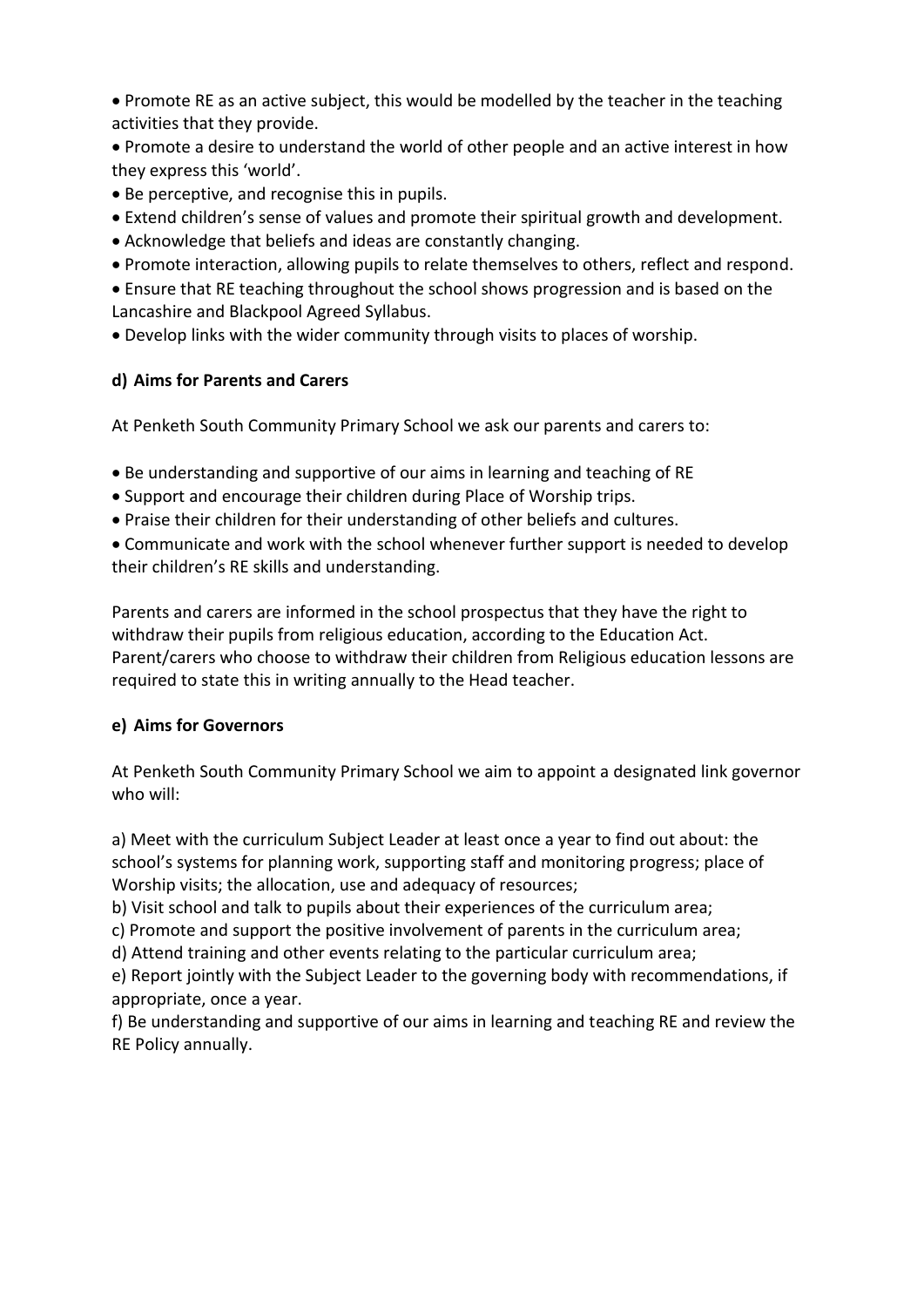- Promote RE as an active subject, this would be modelled by the teacher in the teaching activities that they provide.
- Promote a desire to understand the world of other people and an active interest in how they express this 'world'.
- Be perceptive, and recognise this in pupils.
- Extend children's sense of values and promote their spiritual growth and development.
- Acknowledge that beliefs and ideas are constantly changing.
- Promote interaction, allowing pupils to relate themselves to others, reflect and respond.
- Ensure that RE teaching throughout the school shows progression and is based on the Lancashire and Blackpool Agreed Syllabus.
- Develop links with the wider community through visits to places of worship.

### d) Aims for Parents and Carers

At Penketh South Community Primary School we ask our parents and carers to:

- Be understanding and supportive of our aims in learning and teaching of RE
- Support and encourage their children during Place of Worship trips.
- Praise their children for their understanding of other beliefs and cultures.
- Communicate and work with the school whenever further support is needed to develop their children's RE skills and understanding.

Parents and carers are informed in the school prospectus that they have the right to withdraw their pupils from religious education, according to the Education Act. Parent/carers who choose to withdraw their children from Religious education lessons are required to state this in writing annually to the Head teacher.

### e) Aims for Governors

At Penketh South Community Primary School we aim to appoint a designated link governor who will:

a) Meet with the curriculum Subject Leader at least once a year to find out about: the school's systems for planning work, supporting staff and monitoring progress; place of Worship visits; the allocation, use and adequacy of resources;
b) Visit school and talk to pupils about their experiences of the curriculum area;
c) Promote and support the positive involvement of parents in the curriculum area;
d) Attend training and other events relating to the particular curriculum area;
e) Report jointly with the Subject Leader to the governing body with recommendations, if appropriate, once a year.
f) Be understanding and supportive of our aims in learning and teaching RE and review the RE Policy annually.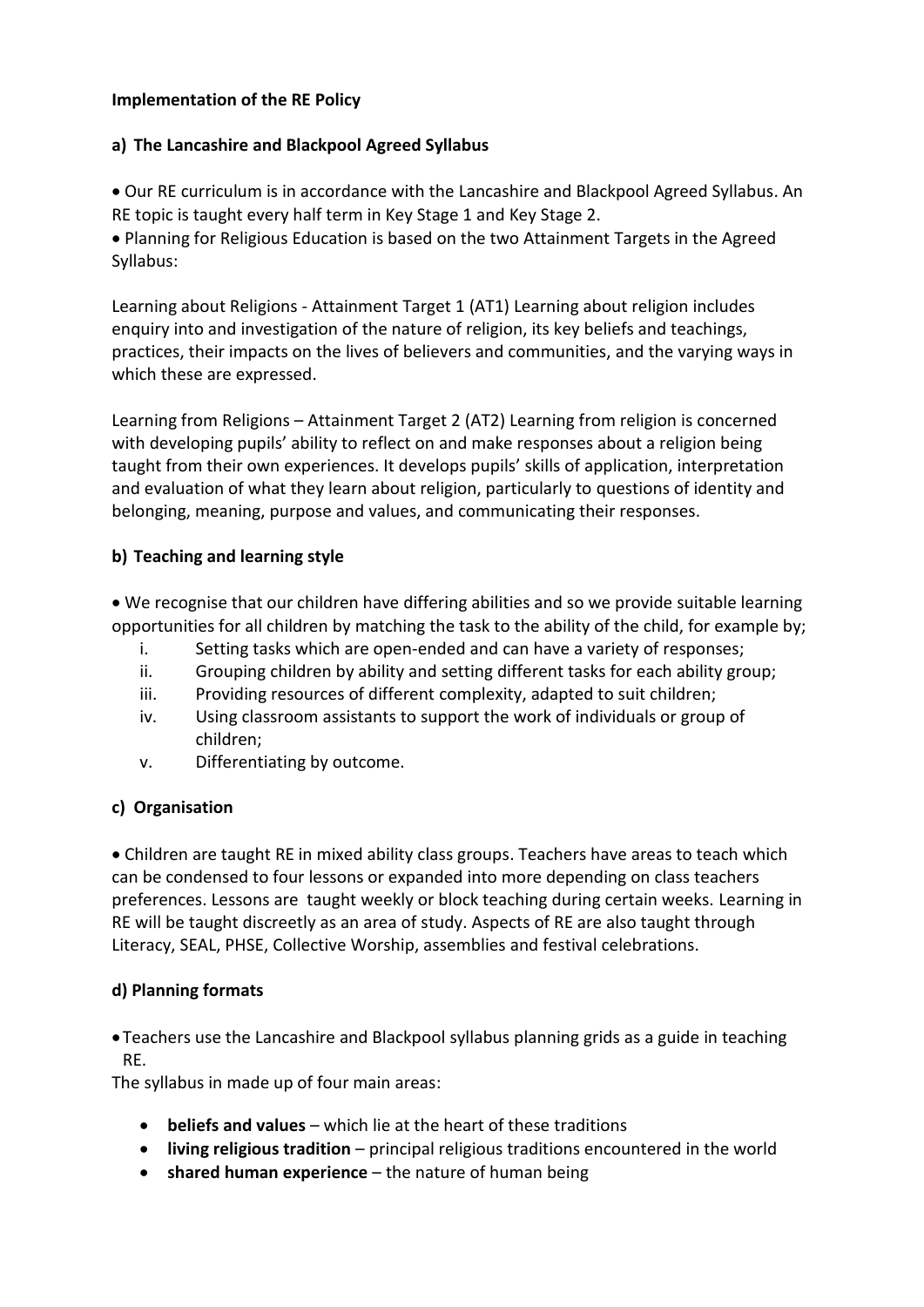**Implementation of the RE Policy**

**a) The Lancashire and Blackpool Agreed Syllabus**

- Our RE curriculum is in accordance with the Lancashire and Blackpool Agreed Syllabus. An RE topic is taught every half term in Key Stage 1 and Key Stage 2.
- Planning for Religious Education is based on the two Attainment Targets in the Agreed Syllabus:

Learning about Religions - Attainment Target 1 (AT1) Learning about religion includes enquiry into and investigation of the nature of religion, its key beliefs and teachings, practices, their impacts on the lives of believers and communities, and the varying ways in which these are expressed.

Learning from Religions – Attainment Target 2 (AT2) Learning from religion is concerned with developing pupils' ability to reflect on and make responses about a religion being taught from their own experiences. It develops pupils' skills of application, interpretation and evaluation of what they learn about religion, particularly to questions of identity and belonging, meaning, purpose and values, and communicating their responses.

**b) Teaching and learning style**

- We recognise that our children have differing abilities and so we provide suitable learning opportunities for all children by matching the task to the ability of the child, for example by;
   i. Setting tasks which are open-ended and can have a variety of responses;
   ii. Grouping children by ability and setting different tasks for each ability group;
   iii. Providing resources of different complexity, adapted to suit children;
   iv. Using classroom assistants to support the work of individuals or group of children;
   v. Differentiating by outcome.

**c) Organisation**

- Children are taught RE in mixed ability class groups. Teachers have areas to teach which can be condensed to four lessons or expanded into more depending on class teachers preferences. Lessons are taught weekly or block teaching during certain weeks. Learning in RE will be taught discreetly as an area of study. Aspects of RE are also taught through Literacy, SEAL, PHSE, Collective Worship, assemblies and festival celebrations.

**d) Planning formats**

- Teachers use the Lancashire and Blackpool syllabus planning grids as a guide in teaching RE.

The syllabus in made up of four main areas:

- **beliefs and values** – which lie at the heart of these traditions
- **living religious tradition** – principal religious traditions encountered in the world
- **shared human experience** – the nature of human being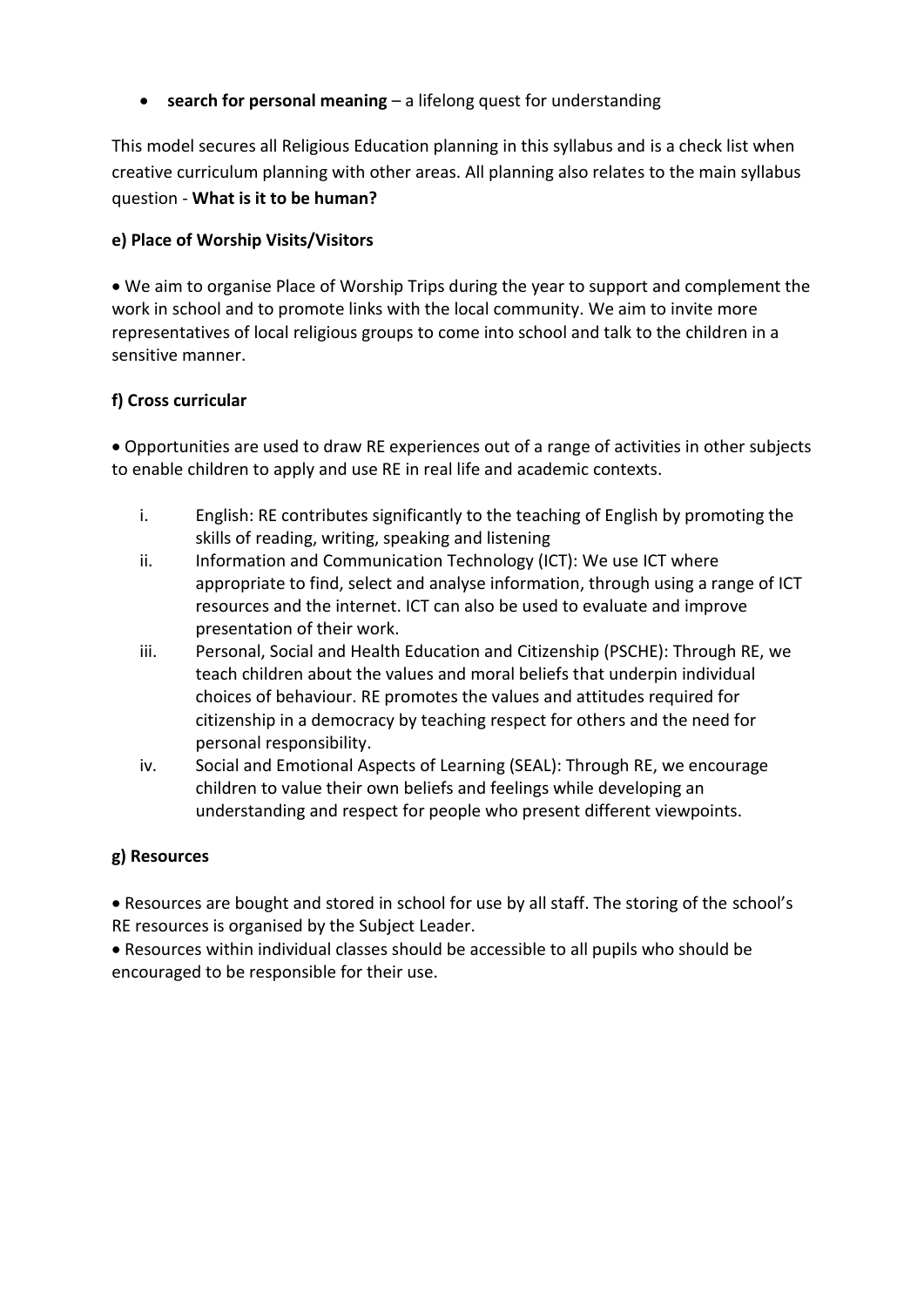- **search for personal meaning** – a lifelong quest for understanding

This model secures all Religious Education planning in this syllabus and is a check list when creative curriculum planning with other areas. All planning also relates to the main syllabus question - **What is it to be human?**

**e) Place of Worship Visits/Visitors**

- We aim to organise Place of Worship Trips during the year to support and complement the work in school and to promote links with the local community. We aim to invite more representatives of local religious groups to come into school and talk to the children in a sensitive manner.

**f) Cross curricular**

- Opportunities are used to draw RE experiences out of a range of activities in other subjects to enable children to apply and use RE in real life and academic contexts.

  i. English: RE contributes significantly to the teaching of English by promoting the skills of reading, writing, speaking and listening
  ii. Information and Communication Technology (ICT): We use ICT where appropriate to find, select and analyse information, through using a range of ICT resources and the internet. ICT can also be used to evaluate and improve presentation of their work.
  iii. Personal, Social and Health Education and Citizenship (PSCHE): Through RE, we teach children about the values and moral beliefs that underpin individual choices of behaviour. RE promotes the values and attitudes required for citizenship in a democracy by teaching respect for others and the need for personal responsibility.
  iv. Social and Emotional Aspects of Learning (SEAL): Through RE, we encourage children to value their own beliefs and feelings while developing an understanding and respect for people who present different viewpoints.

**g) Resources**

- Resources are bought and stored in school for use by all staff. The storing of the school's RE resources is organised by the Subject Leader.
- Resources within individual classes should be accessible to all pupils who should be encouraged to be responsible for their use.